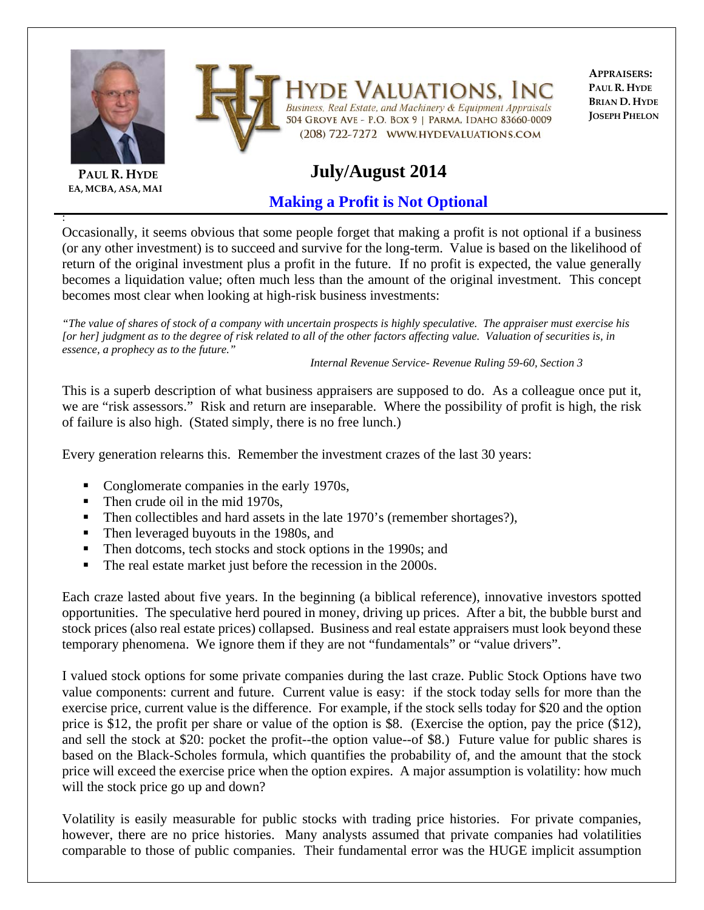**HYDE VALUATIONS, INC**

*Business, Real Estate, and Machinery & Equipment Appraisals*

504 GROVE AVE - P.O. BOX 9 | PARMA, IDAHO 83660-0009

(208) 722-7272 WWW.HYDEVALUATIONS.COM

**APPRAISERS:**
**PAUL R. HYDE**
**BRIAN D. HYDE**
**JOSEPH PHELON**

**PAUL R. HYDE**
**EA, MCBA, ASA, MAI**

# July/August 2014

## Making a Profit is Not Optional

Occasionally, it seems obvious that some people forget that making a profit is not optional if a business (or any other investment) is to succeed and survive for the long-term. Value is based on the likelihood of return of the original investment plus a profit in the future. If no profit is expected, the value generally becomes a liquidation value; often much less than the amount of the original investment. This concept becomes most clear when looking at high-risk business investments:

*"The value of shares of stock of a company with uncertain prospects is highly speculative. The appraiser must exercise his [or her] judgment as to the degree of risk related to all of the other factors affecting value. Valuation of securities is, in essence, a prophecy as to the future."*

*Internal Revenue Service- Revenue Ruling 59-60, Section 3*

This is a superb description of what business appraisers are supposed to do. As a colleague once put it, we are "risk assessors." Risk and return are inseparable. Where the possibility of profit is high, the risk of failure is also high. (Stated simply, there is no free lunch.)

Every generation relearns this. Remember the investment crazes of the last 30 years:

- Conglomerate companies in the early 1970s,
- Then crude oil in the mid 1970s,
- Then collectibles and hard assets in the late 1970's (remember shortages?),
- Then leveraged buyouts in the 1980s, and
- Then dotcoms, tech stocks and stock options in the 1990s; and
- The real estate market just before the recession in the 2000s.

Each craze lasted about five years. In the beginning (a biblical reference), innovative investors spotted opportunities. The speculative herd poured in money, driving up prices. After a bit, the bubble burst and stock prices (also real estate prices) collapsed. Business and real estate appraisers must look beyond these temporary phenomena. We ignore them if they are not "fundamentals" or "value drivers".

I valued stock options for some private companies during the last craze. Public Stock Options have two value components: current and future. Current value is easy: if the stock today sells for more than the exercise price, current value is the difference. For example, if the stock sells today for $20 and the option price is $12, the profit per share or value of the option is $8. (Exercise the option, pay the price ($12), and sell the stock at $20: pocket the profit--the option value--of $8.) Future value for public shares is based on the Black-Scholes formula, which quantifies the probability of, and the amount that the stock price will exceed the exercise price when the option expires. A major assumption is volatility: how much will the stock price go up and down?

Volatility is easily measurable for public stocks with trading price histories. For private companies, however, there are no price histories. Many analysts assumed that private companies had volatilities comparable to those of public companies. Their fundamental error was the HUGE implicit assumption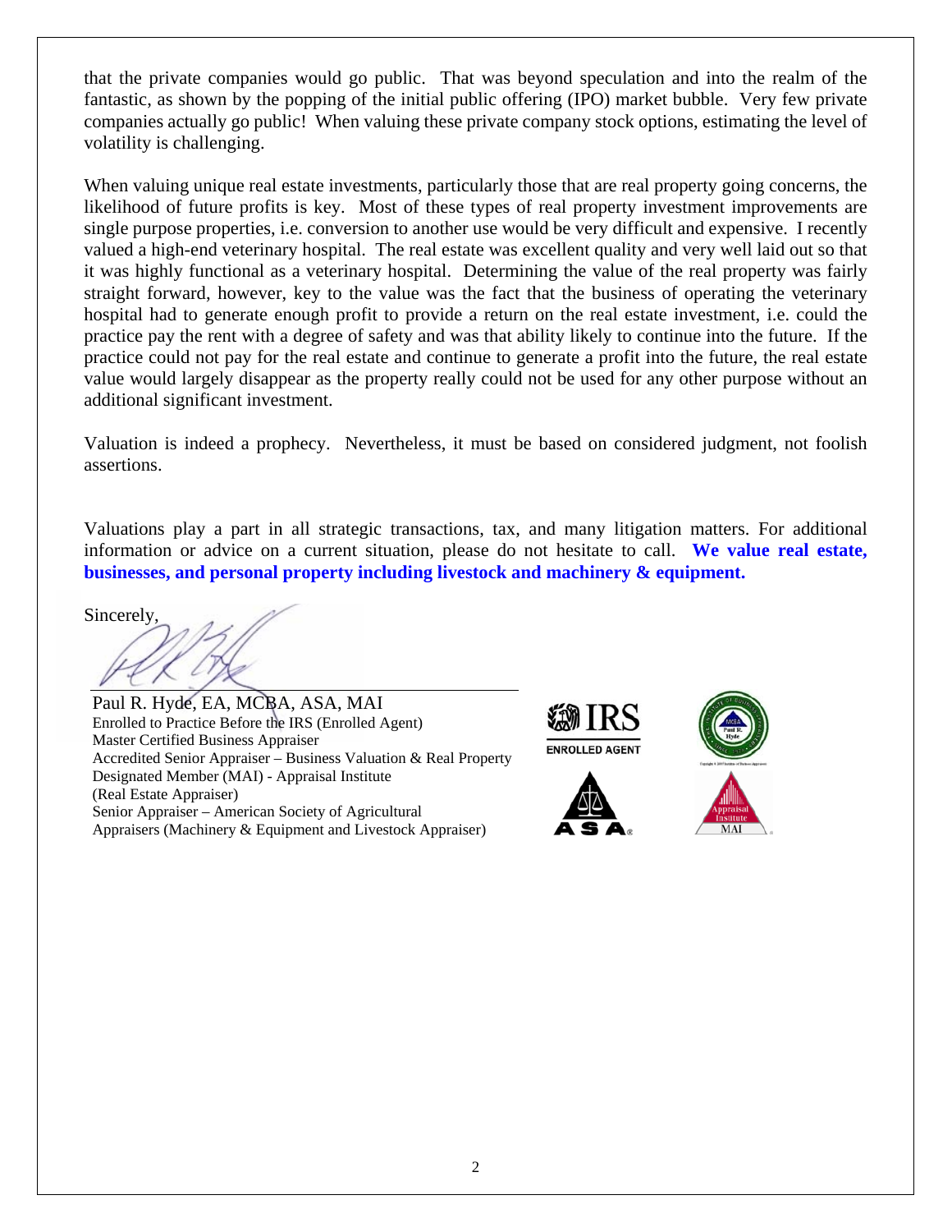that the private companies would go public. That was beyond speculation and into the realm of the fantastic, as shown by the popping of the initial public offering (IPO) market bubble. Very few private companies actually go public! When valuing these private company stock options, estimating the level of volatility is challenging.

When valuing unique real estate investments, particularly those that are real property going concerns, the likelihood of future profits is key. Most of these types of real property investment improvements are single purpose properties, i.e. conversion to another use would be very difficult and expensive. I recently valued a high-end veterinary hospital. The real estate was excellent quality and very well laid out so that it was highly functional as a veterinary hospital. Determining the value of the real property was fairly straight forward, however, key to the value was the fact that the business of operating the veterinary hospital had to generate enough profit to provide a return on the real estate investment, i.e. could the practice pay the rent with a degree of safety and was that ability likely to continue into the future. If the practice could not pay for the real estate and continue to generate a profit into the future, the real estate value would largely disappear as the property really could not be used for any other purpose without an additional significant investment.

Valuation is indeed a prophecy. Nevertheless, it must be based on considered judgment, not foolish assertions.

Valuations play a part in all strategic transactions, tax, and many litigation matters. For additional information or advice on a current situation, please do not hesitate to call. **We value real estate, businesses, and personal property including livestock and machinery & equipment.**

Sincerely,

Paul R. Hyde, EA, MCBA, ASA, MAI
Enrolled to Practice Before the IRS (Enrolled Agent)
Master Certified Business Appraiser
Accredited Senior Appraiser – Business Valuation & Real Property
Designated Member (MAI) - Appraisal Institute
(Real Estate Appraiser)
Senior Appraiser – American Society of Agricultural
Appraisers (Machinery & Equipment and Livestock Appraiser)

IRS ENROLLED AGENT

ASA

Appraisal Institute MAI